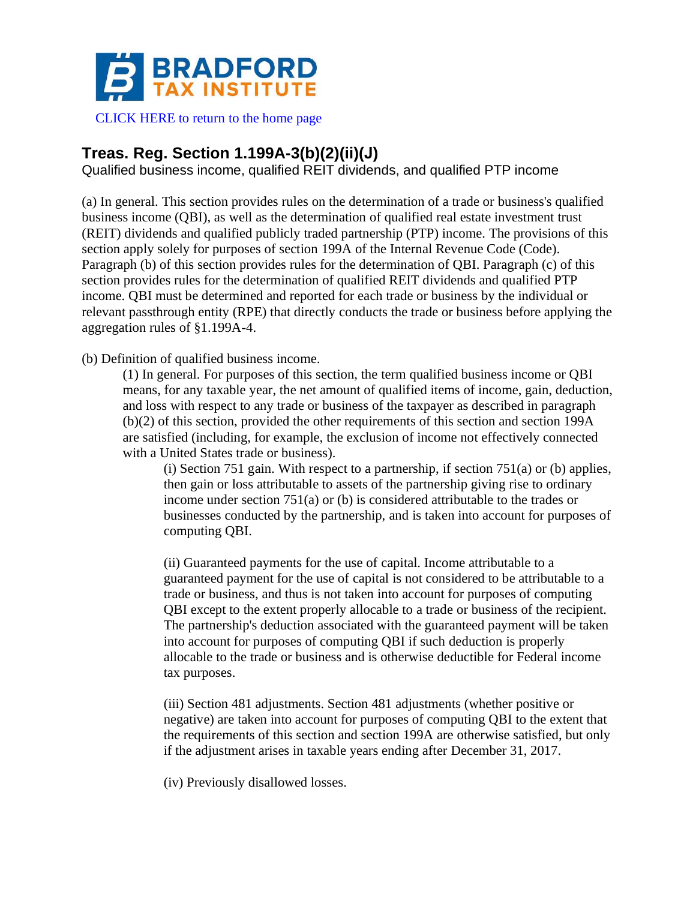BRADFORD TAX INSTITUTE

CLICK HERE to return to the home page

## Treas. Reg. Section 1.199A-3(b)(2)(ii)(J)

Qualified business income, qualified REIT dividends, and qualified PTP income

(a) In general. This section provides rules on the determination of a trade or business's qualified business income (QBI), as well as the determination of qualified real estate investment trust (REIT) dividends and qualified publicly traded partnership (PTP) income. The provisions of this section apply solely for purposes of section 199A of the Internal Revenue Code (Code). Paragraph (b) of this section provides rules for the determination of QBI. Paragraph (c) of this section provides rules for the determination of qualified REIT dividends and qualified PTP income. QBI must be determined and reported for each trade or business by the individual or relevant passthrough entity (RPE) that directly conducts the trade or business before applying the aggregation rules of §1.199A-4.

(b) Definition of qualified business income.

(1) In general. For purposes of this section, the term qualified business income or QBI means, for any taxable year, the net amount of qualified items of income, gain, deduction, and loss with respect to any trade or business of the taxpayer as described in paragraph (b)(2) of this section, provided the other requirements of this section and section 199A are satisfied (including, for example, the exclusion of income not effectively connected with a United States trade or business).

(i) Section 751 gain. With respect to a partnership, if section 751(a) or (b) applies, then gain or loss attributable to assets of the partnership giving rise to ordinary income under section 751(a) or (b) is considered attributable to the trades or businesses conducted by the partnership, and is taken into account for purposes of computing QBI.

(ii) Guaranteed payments for the use of capital. Income attributable to a guaranteed payment for the use of capital is not considered to be attributable to a trade or business, and thus is not taken into account for purposes of computing QBI except to the extent properly allocable to a trade or business of the recipient. The partnership's deduction associated with the guaranteed payment will be taken into account for purposes of computing QBI if such deduction is properly allocable to the trade or business and is otherwise deductible for Federal income tax purposes.

(iii) Section 481 adjustments. Section 481 adjustments (whether positive or negative) are taken into account for purposes of computing QBI to the extent that the requirements of this section and section 199A are otherwise satisfied, but only if the adjustment arises in taxable years ending after December 31, 2017.

(iv) Previously disallowed losses.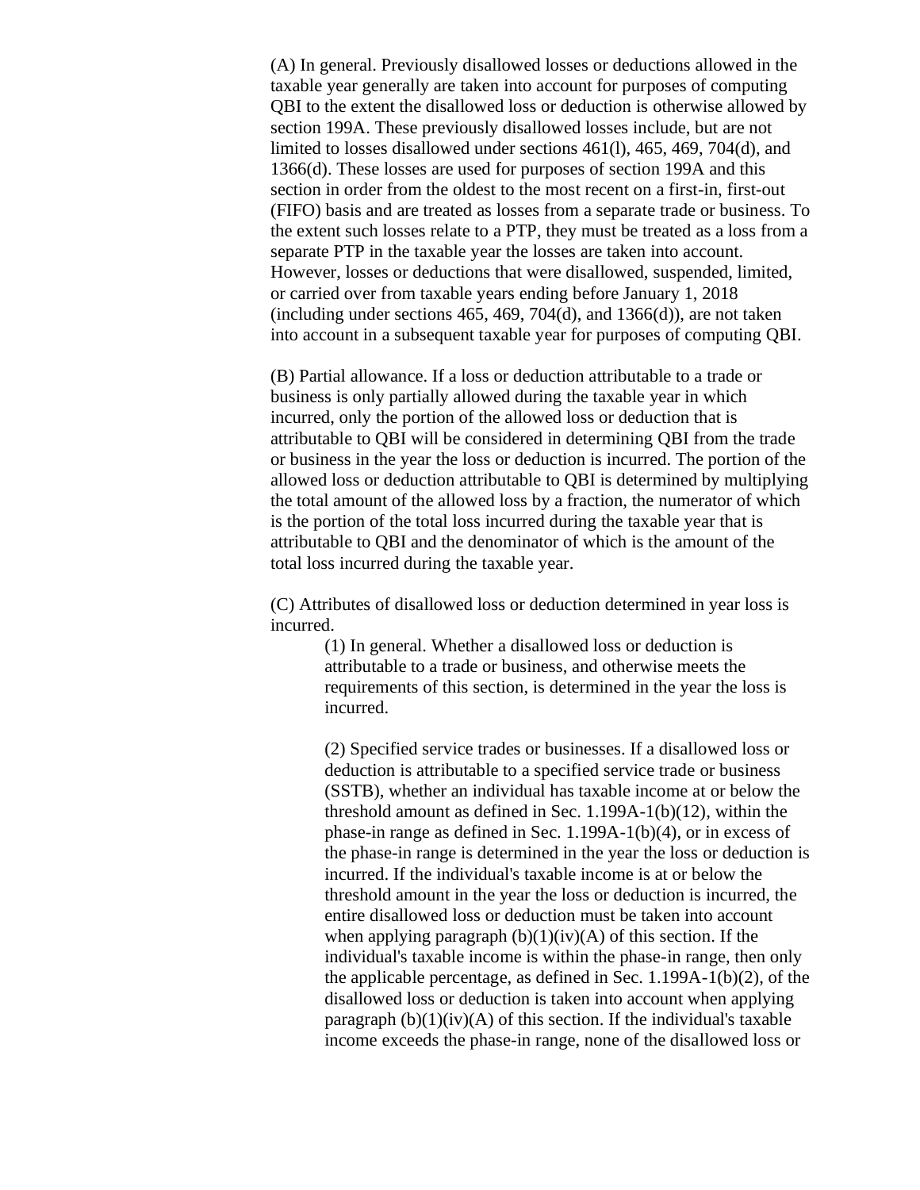(A) In general. Previously disallowed losses or deductions allowed in the taxable year generally are taken into account for purposes of computing QBI to the extent the disallowed loss or deduction is otherwise allowed by section 199A. These previously disallowed losses include, but are not limited to losses disallowed under sections 461(l), 465, 469, 704(d), and 1366(d). These losses are used for purposes of section 199A and this section in order from the oldest to the most recent on a first-in, first-out (FIFO) basis and are treated as losses from a separate trade or business. To the extent such losses relate to a PTP, they must be treated as a loss from a separate PTP in the taxable year the losses are taken into account. However, losses or deductions that were disallowed, suspended, limited, or carried over from taxable years ending before January 1, 2018 (including under sections 465, 469, 704(d), and 1366(d)), are not taken into account in a subsequent taxable year for purposes of computing QBI.

(B) Partial allowance. If a loss or deduction attributable to a trade or business is only partially allowed during the taxable year in which incurred, only the portion of the allowed loss or deduction that is attributable to QBI will be considered in determining QBI from the trade or business in the year the loss or deduction is incurred. The portion of the allowed loss or deduction attributable to QBI is determined by multiplying the total amount of the allowed loss by a fraction, the numerator of which is the portion of the total loss incurred during the taxable year that is attributable to QBI and the denominator of which is the amount of the total loss incurred during the taxable year.

(C) Attributes of disallowed loss or deduction determined in year loss is incurred.

(1) In general. Whether a disallowed loss or deduction is attributable to a trade or business, and otherwise meets the requirements of this section, is determined in the year the loss is incurred.

(2) Specified service trades or businesses. If a disallowed loss or deduction is attributable to a specified service trade or business (SSTB), whether an individual has taxable income at or below the threshold amount as defined in Sec. 1.199A-1(b)(12), within the phase-in range as defined in Sec. 1.199A-1(b)(4), or in excess of the phase-in range is determined in the year the loss or deduction is incurred. If the individual's taxable income is at or below the threshold amount in the year the loss or deduction is incurred, the entire disallowed loss or deduction must be taken into account when applying paragraph (b)(1)(iv)(A) of this section. If the individual's taxable income is within the phase-in range, then only the applicable percentage, as defined in Sec. 1.199A-1(b)(2), of the disallowed loss or deduction is taken into account when applying paragraph (b)(1)(iv)(A) of this section. If the individual's taxable income exceeds the phase-in range, none of the disallowed loss or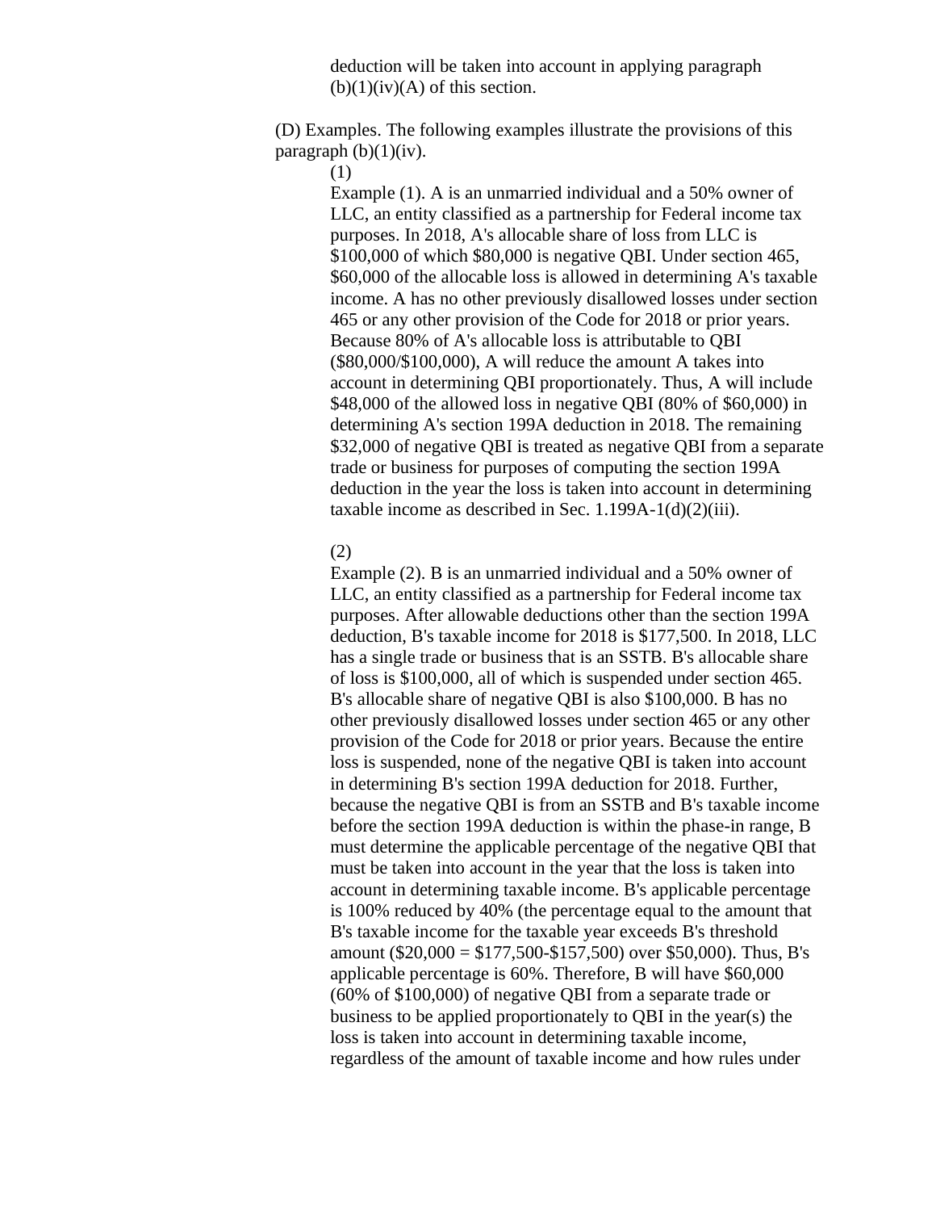deduction will be taken into account in applying paragraph (b)(1)(iv)(A) of this section.

(D) Examples. The following examples illustrate the provisions of this paragraph (b)(1)(iv).

(1)

Example (1). A is an unmarried individual and a 50% owner of LLC, an entity classified as a partnership for Federal income tax purposes. In 2018, A's allocable share of loss from LLC is \$100,000 of which \$80,000 is negative QBI. Under section 465, \$60,000 of the allocable loss is allowed in determining A's taxable income. A has no other previously disallowed losses under section 465 or any other provision of the Code for 2018 or prior years. Because 80% of A's allocable loss is attributable to QBI (\$80,000/\$100,000), A will reduce the amount A takes into account in determining QBI proportionately. Thus, A will include \$48,000 of the allowed loss in negative QBI (80% of \$60,000) in determining A's section 199A deduction in 2018. The remaining \$32,000 of negative QBI is treated as negative QBI from a separate trade or business for purposes of computing the section 199A deduction in the year the loss is taken into account in determining taxable income as described in Sec. 1.199A-1(d)(2)(iii).

(2)

Example (2). B is an unmarried individual and a 50% owner of LLC, an entity classified as a partnership for Federal income tax purposes. After allowable deductions other than the section 199A deduction, B's taxable income for 2018 is \$177,500. In 2018, LLC has a single trade or business that is an SSTB. B's allocable share of loss is \$100,000, all of which is suspended under section 465. B's allocable share of negative QBI is also \$100,000. B has no other previously disallowed losses under section 465 or any other provision of the Code for 2018 or prior years. Because the entire loss is suspended, none of the negative QBI is taken into account in determining B's section 199A deduction for 2018. Further, because the negative QBI is from an SSTB and B's taxable income before the section 199A deduction is within the phase-in range, B must determine the applicable percentage of the negative QBI that must be taken into account in the year that the loss is taken into account in determining taxable income. B's applicable percentage is 100% reduced by 40% (the percentage equal to the amount that B's taxable income for the taxable year exceeds B's threshold amount (\$20,000 = \$177,500-\$157,500) over \$50,000). Thus, B's applicable percentage is 60%. Therefore, B will have \$60,000 (60% of \$100,000) of negative QBI from a separate trade or business to be applied proportionately to QBI in the year(s) the loss is taken into account in determining taxable income, regardless of the amount of taxable income and how rules under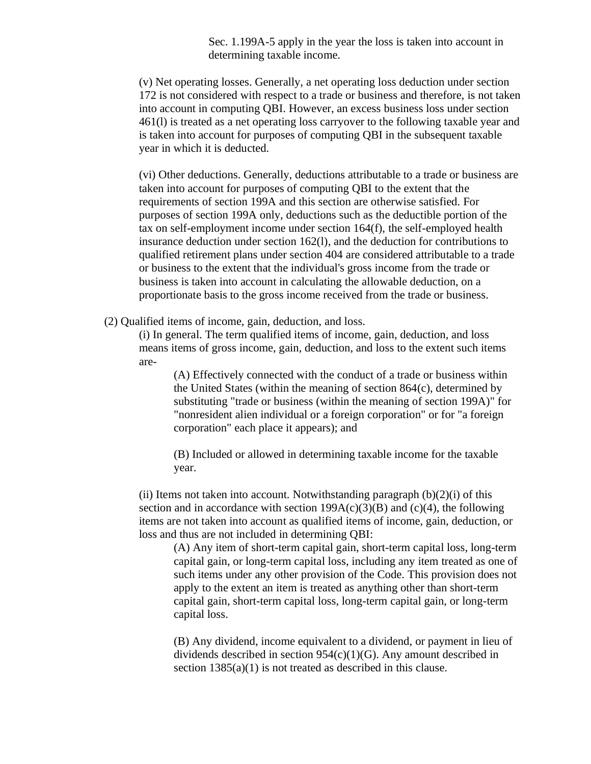Sec. 1.199A-5 apply in the year the loss is taken into account in determining taxable income.

(v) Net operating losses. Generally, a net operating loss deduction under section 172 is not considered with respect to a trade or business and therefore, is not taken into account in computing QBI. However, an excess business loss under section 461(l) is treated as a net operating loss carryover to the following taxable year and is taken into account for purposes of computing QBI in the subsequent taxable year in which it is deducted.

(vi) Other deductions. Generally, deductions attributable to a trade or business are taken into account for purposes of computing QBI to the extent that the requirements of section 199A and this section are otherwise satisfied. For purposes of section 199A only, deductions such as the deductible portion of the tax on self-employment income under section 164(f), the self-employed health insurance deduction under section 162(l), and the deduction for contributions to qualified retirement plans under section 404 are considered attributable to a trade or business to the extent that the individual's gross income from the trade or business is taken into account in calculating the allowable deduction, on a proportionate basis to the gross income received from the trade or business.

(2) Qualified items of income, gain, deduction, and loss.

(i) In general. The term qualified items of income, gain, deduction, and loss means items of gross income, gain, deduction, and loss to the extent such items are-

(A) Effectively connected with the conduct of a trade or business within the United States (within the meaning of section 864(c), determined by substituting "trade or business (within the meaning of section 199A)" for "nonresident alien individual or a foreign corporation" or for "a foreign corporation" each place it appears); and

(B) Included or allowed in determining taxable income for the taxable year.

(ii) Items not taken into account. Notwithstanding paragraph (b)(2)(i) of this section and in accordance with section 199A(c)(3)(B) and (c)(4), the following items are not taken into account as qualified items of income, gain, deduction, or loss and thus are not included in determining QBI:

(A) Any item of short-term capital gain, short-term capital loss, long-term capital gain, or long-term capital loss, including any item treated as one of such items under any other provision of the Code. This provision does not apply to the extent an item is treated as anything other than short-term capital gain, short-term capital loss, long-term capital gain, or long-term capital loss.

(B) Any dividend, income equivalent to a dividend, or payment in lieu of dividends described in section 954(c)(1)(G). Any amount described in section 1385(a)(1) is not treated as described in this clause.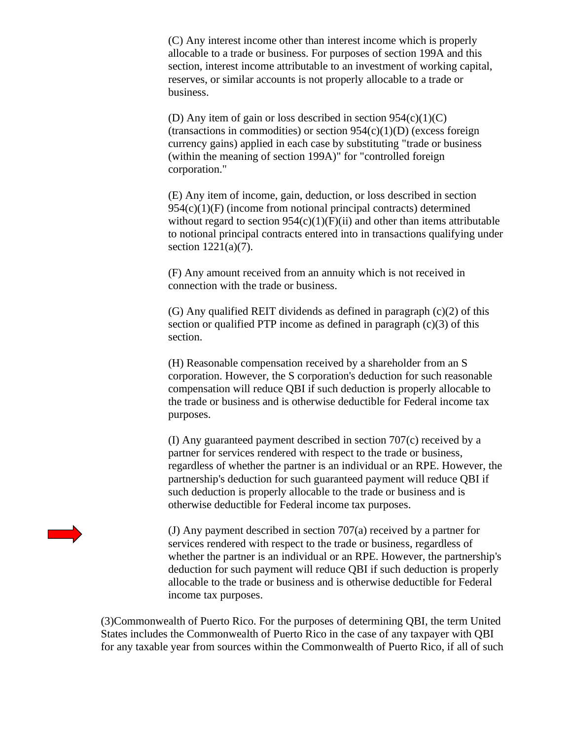(C) Any interest income other than interest income which is properly allocable to a trade or business. For purposes of section 199A and this section, interest income attributable to an investment of working capital, reserves, or similar accounts is not properly allocable to a trade or business.

(D) Any item of gain or loss described in section 954(c)(1)(C) (transactions in commodities) or section 954(c)(1)(D) (excess foreign currency gains) applied in each case by substituting "trade or business (within the meaning of section 199A)" for "controlled foreign corporation."

(E) Any item of income, gain, deduction, or loss described in section 954(c)(1)(F) (income from notional principal contracts) determined without regard to section 954(c)(1)(F)(ii) and other than items attributable to notional principal contracts entered into in transactions qualifying under section 1221(a)(7).

(F) Any amount received from an annuity which is not received in connection with the trade or business.

(G) Any qualified REIT dividends as defined in paragraph (c)(2) of this section or qualified PTP income as defined in paragraph (c)(3) of this section.

(H) Reasonable compensation received by a shareholder from an S corporation. However, the S corporation's deduction for such reasonable compensation will reduce QBI if such deduction is properly allocable to the trade or business and is otherwise deductible for Federal income tax purposes.

(I) Any guaranteed payment described in section 707(c) received by a partner for services rendered with respect to the trade or business, regardless of whether the partner is an individual or an RPE. However, the partnership's deduction for such guaranteed payment will reduce QBI if such deduction is properly allocable to the trade or business and is otherwise deductible for Federal income tax purposes.

(J) Any payment described in section 707(a) received by a partner for services rendered with respect to the trade or business, regardless of whether the partner is an individual or an RPE. However, the partnership's deduction for such payment will reduce QBI if such deduction is properly allocable to the trade or business and is otherwise deductible for Federal income tax purposes.

(3)Commonwealth of Puerto Rico. For the purposes of determining QBI, the term United States includes the Commonwealth of Puerto Rico in the case of any taxpayer with QBI for any taxable year from sources within the Commonwealth of Puerto Rico, if all of such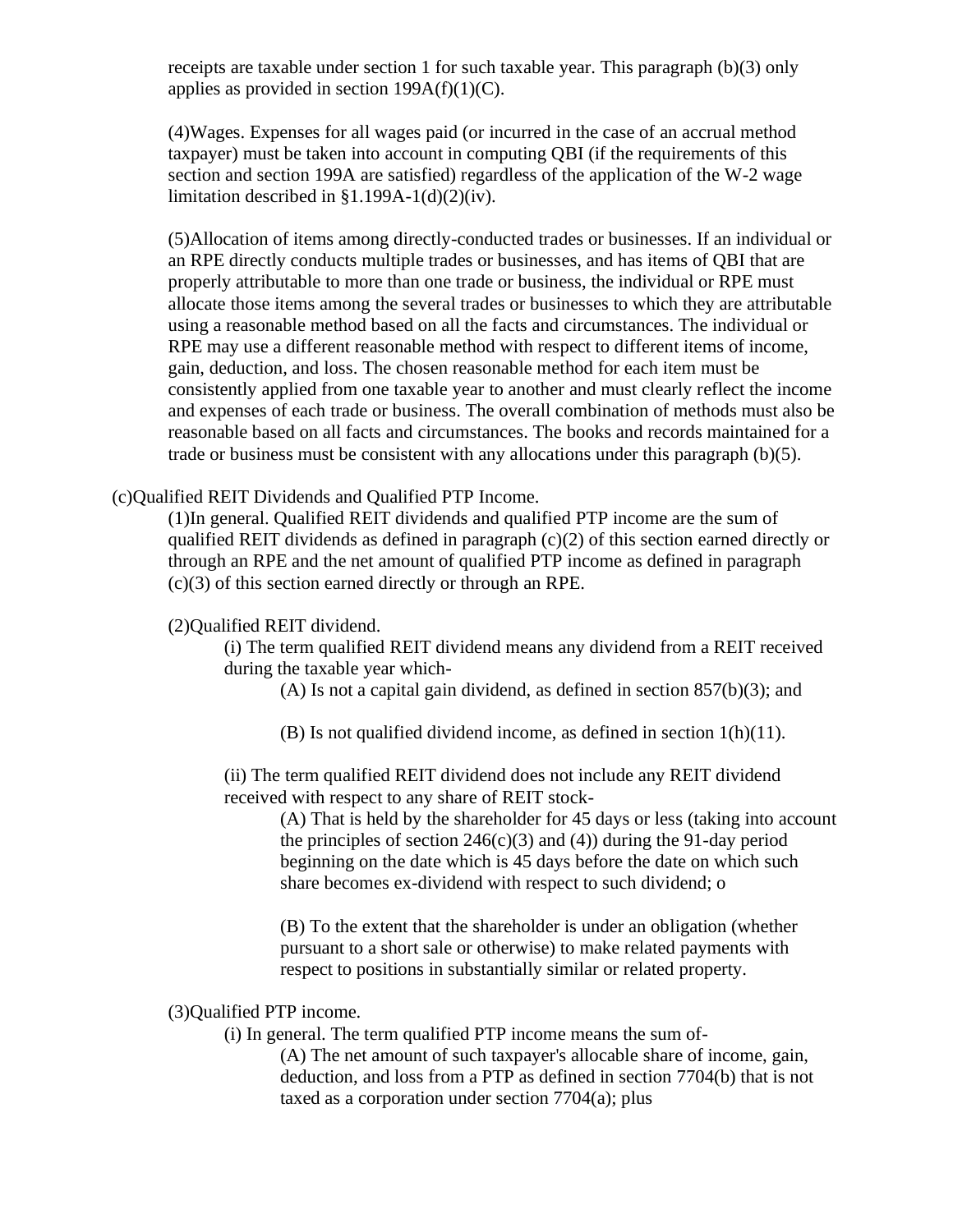receipts are taxable under section 1 for such taxable year. This paragraph (b)(3) only applies as provided in section 199A(f)(1)(C).

(4)Wages. Expenses for all wages paid (or incurred in the case of an accrual method taxpayer) must be taken into account in computing QBI (if the requirements of this section and section 199A are satisfied) regardless of the application of the W-2 wage limitation described in §1.199A-1(d)(2)(iv).

(5)Allocation of items among directly-conducted trades or businesses. If an individual or an RPE directly conducts multiple trades or businesses, and has items of QBI that are properly attributable to more than one trade or business, the individual or RPE must allocate those items among the several trades or businesses to which they are attributable using a reasonable method based on all the facts and circumstances. The individual or RPE may use a different reasonable method with respect to different items of income, gain, deduction, and loss. The chosen reasonable method for each item must be consistently applied from one taxable year to another and must clearly reflect the income and expenses of each trade or business. The overall combination of methods must also be reasonable based on all facts and circumstances. The books and records maintained for a trade or business must be consistent with any allocations under this paragraph (b)(5).

(c)Qualified REIT Dividends and Qualified PTP Income.

(1)In general. Qualified REIT dividends and qualified PTP income are the sum of qualified REIT dividends as defined in paragraph (c)(2) of this section earned directly or through an RPE and the net amount of qualified PTP income as defined in paragraph (c)(3) of this section earned directly or through an RPE.

(2)Qualified REIT dividend.

(i) The term qualified REIT dividend means any dividend from a REIT received during the taxable year which-

(A) Is not a capital gain dividend, as defined in section 857(b)(3); and

(B) Is not qualified dividend income, as defined in section 1(h)(11).

(ii) The term qualified REIT dividend does not include any REIT dividend received with respect to any share of REIT stock-

(A) That is held by the shareholder for 45 days or less (taking into account the principles of section 246(c)(3) and (4)) during the 91-day period beginning on the date which is 45 days before the date on which such share becomes ex-dividend with respect to such dividend; o

(B) To the extent that the shareholder is under an obligation (whether pursuant to a short sale or otherwise) to make related payments with respect to positions in substantially similar or related property.

(3)Qualified PTP income.

(i) In general. The term qualified PTP income means the sum of-

(A) The net amount of such taxpayer's allocable share of income, gain, deduction, and loss from a PTP as defined in section 7704(b) that is not taxed as a corporation under section 7704(a); plus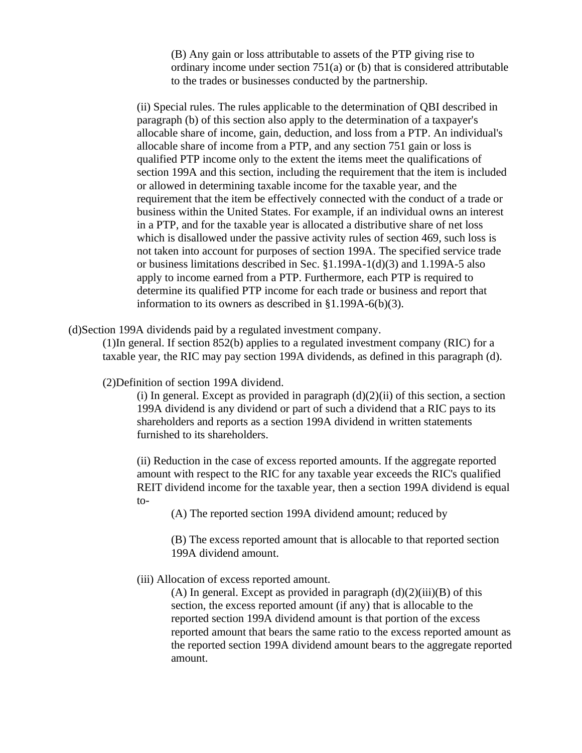(B) Any gain or loss attributable to assets of the PTP giving rise to ordinary income under section 751(a) or (b) that is considered attributable to the trades or businesses conducted by the partnership.

(ii) Special rules. The rules applicable to the determination of QBI described in paragraph (b) of this section also apply to the determination of a taxpayer's allocable share of income, gain, deduction, and loss from a PTP. An individual's allocable share of income from a PTP, and any section 751 gain or loss is qualified PTP income only to the extent the items meet the qualifications of section 199A and this section, including the requirement that the item is included or allowed in determining taxable income for the taxable year, and the requirement that the item be effectively connected with the conduct of a trade or business within the United States. For example, if an individual owns an interest in a PTP, and for the taxable year is allocated a distributive share of net loss which is disallowed under the passive activity rules of section 469, such loss is not taken into account for purposes of section 199A. The specified service trade or business limitations described in Sec. §1.199A-1(d)(3) and 1.199A-5 also apply to income earned from a PTP. Furthermore, each PTP is required to determine its qualified PTP income for each trade or business and report that information to its owners as described in §1.199A-6(b)(3).

(d)Section 199A dividends paid by a regulated investment company.

(1)In general. If section 852(b) applies to a regulated investment company (RIC) for a taxable year, the RIC may pay section 199A dividends, as defined in this paragraph (d).

(2)Definition of section 199A dividend.

(i) In general. Except as provided in paragraph (d)(2)(ii) of this section, a section 199A dividend is any dividend or part of such a dividend that a RIC pays to its shareholders and reports as a section 199A dividend in written statements furnished to its shareholders.

(ii) Reduction in the case of excess reported amounts. If the aggregate reported amount with respect to the RIC for any taxable year exceeds the RIC's qualified REIT dividend income for the taxable year, then a section 199A dividend is equal to-

(A) The reported section 199A dividend amount; reduced by

(B) The excess reported amount that is allocable to that reported section 199A dividend amount.

(iii) Allocation of excess reported amount.

(A) In general. Except as provided in paragraph (d)(2)(iii)(B) of this section, the excess reported amount (if any) that is allocable to the reported section 199A dividend amount is that portion of the excess reported amount that bears the same ratio to the excess reported amount as the reported section 199A dividend amount bears to the aggregate reported amount.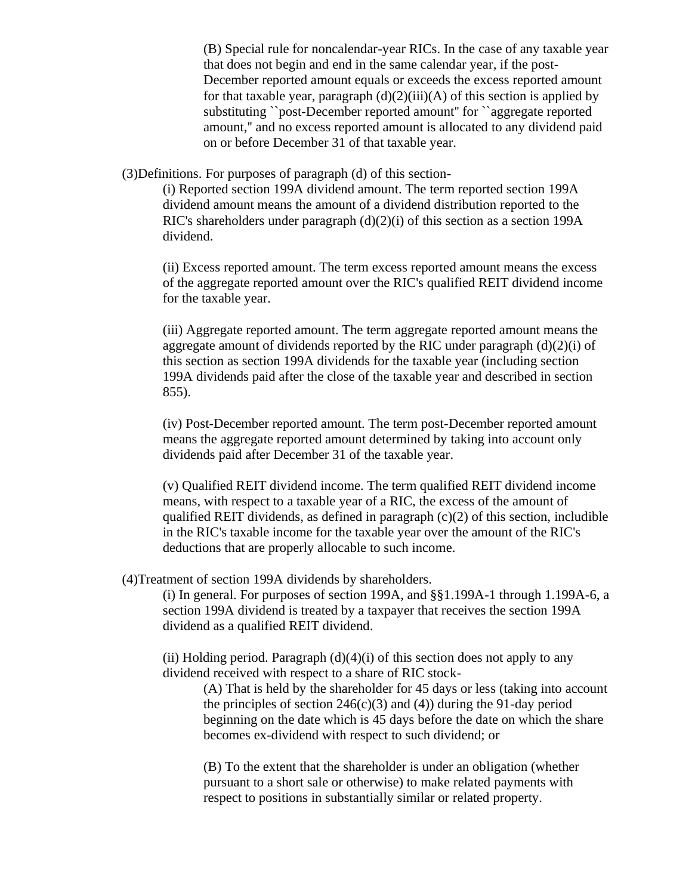(B) Special rule for noncalendar-year RICs. In the case of any taxable year that does not begin and end in the same calendar year, if the post-December reported amount equals or exceeds the excess reported amount for that taxable year, paragraph (d)(2)(iii)(A) of this section is applied by substituting ``post-December reported amount'' for ``aggregate reported amount,'' and no excess reported amount is allocated to any dividend paid on or before December 31 of that taxable year.

(3)Definitions. For purposes of paragraph (d) of this section-

(i) Reported section 199A dividend amount. The term reported section 199A dividend amount means the amount of a dividend distribution reported to the RIC's shareholders under paragraph (d)(2)(i) of this section as a section 199A dividend.

(ii) Excess reported amount. The term excess reported amount means the excess of the aggregate reported amount over the RIC's qualified REIT dividend income for the taxable year.

(iii) Aggregate reported amount. The term aggregate reported amount means the aggregate amount of dividends reported by the RIC under paragraph (d)(2)(i) of this section as section 199A dividends for the taxable year (including section 199A dividends paid after the close of the taxable year and described in section 855).

(iv) Post-December reported amount. The term post-December reported amount means the aggregate reported amount determined by taking into account only dividends paid after December 31 of the taxable year.

(v) Qualified REIT dividend income. The term qualified REIT dividend income means, with respect to a taxable year of a RIC, the excess of the amount of qualified REIT dividends, as defined in paragraph (c)(2) of this section, includible in the RIC's taxable income for the taxable year over the amount of the RIC's deductions that are properly allocable to such income.

(4)Treatment of section 199A dividends by shareholders.

(i) In general. For purposes of section 199A, and §§1.199A-1 through 1.199A-6, a section 199A dividend is treated by a taxpayer that receives the section 199A dividend as a qualified REIT dividend.

(ii) Holding period. Paragraph (d)(4)(i) of this section does not apply to any dividend received with respect to a share of RIC stock-

(A) That is held by the shareholder for 45 days or less (taking into account the principles of section 246(c)(3) and (4)) during the 91-day period beginning on the date which is 45 days before the date on which the share becomes ex-dividend with respect to such dividend; or

(B) To the extent that the shareholder is under an obligation (whether pursuant to a short sale or otherwise) to make related payments with respect to positions in substantially similar or related property.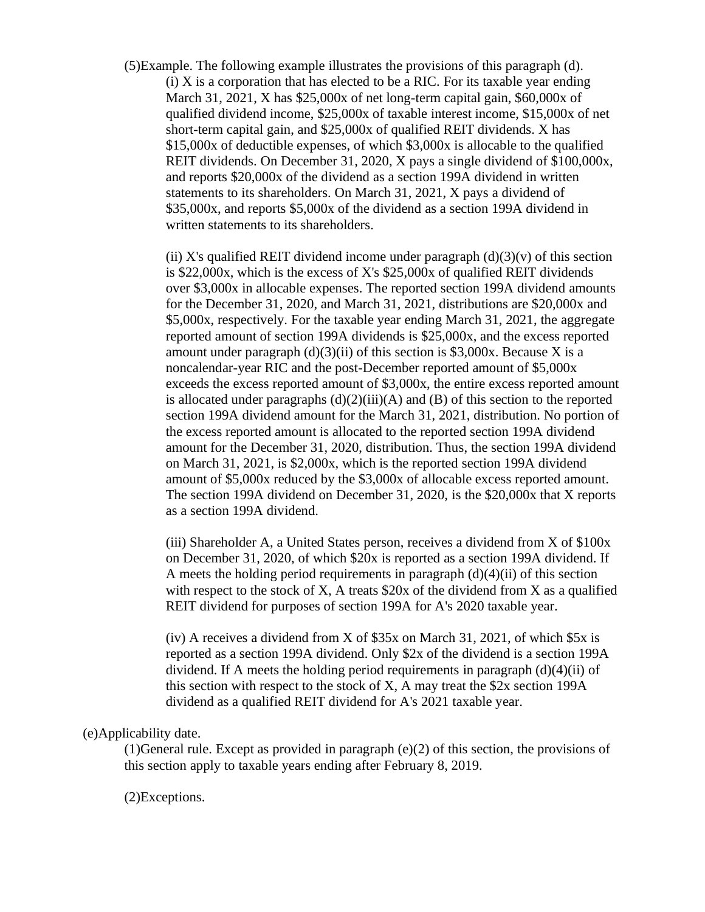(5)Example. The following example illustrates the provisions of this paragraph (d).

(i) X is a corporation that has elected to be a RIC. For its taxable year ending March 31, 2021, X has $25,000x of net long-term capital gain, $60,000x of qualified dividend income, $25,000x of taxable interest income, $15,000x of net short-term capital gain, and $25,000x of qualified REIT dividends. X has $15,000x of deductible expenses, of which $3,000x is allocable to the qualified REIT dividends. On December 31, 2020, X pays a single dividend of $100,000x, and reports $20,000x of the dividend as a section 199A dividend in written statements to its shareholders. On March 31, 2021, X pays a dividend of $35,000x, and reports $5,000x of the dividend as a section 199A dividend in written statements to its shareholders.

(ii) X's qualified REIT dividend income under paragraph (d)(3)(v) of this section is $22,000x, which is the excess of X's $25,000x of qualified REIT dividends over $3,000x in allocable expenses. The reported section 199A dividend amounts for the December 31, 2020, and March 31, 2021, distributions are $20,000x and $5,000x, respectively. For the taxable year ending March 31, 2021, the aggregate reported amount of section 199A dividends is $25,000x, and the excess reported amount under paragraph (d)(3)(ii) of this section is $3,000x. Because X is a noncalendar-year RIC and the post-December reported amount of $5,000x exceeds the excess reported amount of $3,000x, the entire excess reported amount is allocated under paragraphs (d)(2)(iii)(A) and (B) of this section to the reported section 199A dividend amount for the March 31, 2021, distribution. No portion of the excess reported amount is allocated to the reported section 199A dividend amount for the December 31, 2020, distribution. Thus, the section 199A dividend on March 31, 2021, is $2,000x, which is the reported section 199A dividend amount of $5,000x reduced by the $3,000x of allocable excess reported amount. The section 199A dividend on December 31, 2020, is the $20,000x that X reports as a section 199A dividend.

(iii) Shareholder A, a United States person, receives a dividend from X of $100x on December 31, 2020, of which $20x is reported as a section 199A dividend. If A meets the holding period requirements in paragraph (d)(4)(ii) of this section with respect to the stock of X, A treats $20x of the dividend from X as a qualified REIT dividend for purposes of section 199A for A's 2020 taxable year.

(iv) A receives a dividend from X of $35x on March 31, 2021, of which $5x is reported as a section 199A dividend. Only $2x of the dividend is a section 199A dividend. If A meets the holding period requirements in paragraph (d)(4)(ii) of this section with respect to the stock of X, A may treat the $2x section 199A dividend as a qualified REIT dividend for A's 2021 taxable year.

(e)Applicability date.

(1)General rule. Except as provided in paragraph (e)(2) of this section, the provisions of this section apply to taxable years ending after February 8, 2019.

(2)Exceptions.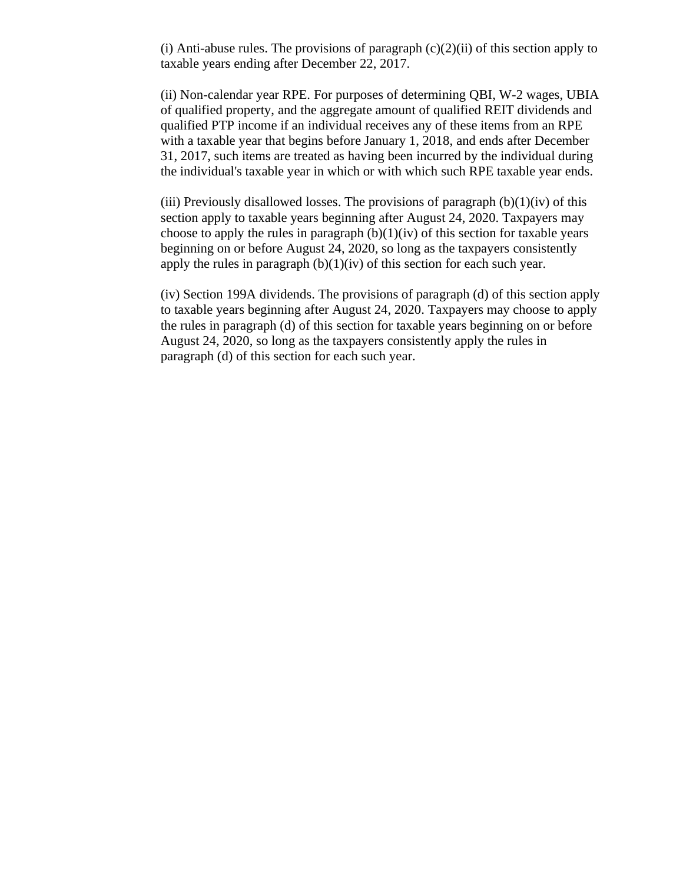(i) Anti-abuse rules. The provisions of paragraph (c)(2)(ii) of this section apply to taxable years ending after December 22, 2017.

(ii) Non-calendar year RPE. For purposes of determining QBI, W-2 wages, UBIA of qualified property, and the aggregate amount of qualified REIT dividends and qualified PTP income if an individual receives any of these items from an RPE with a taxable year that begins before January 1, 2018, and ends after December 31, 2017, such items are treated as having been incurred by the individual during the individual's taxable year in which or with which such RPE taxable year ends.

(iii) Previously disallowed losses. The provisions of paragraph (b)(1)(iv) of this section apply to taxable years beginning after August 24, 2020. Taxpayers may choose to apply the rules in paragraph (b)(1)(iv) of this section for taxable years beginning on or before August 24, 2020, so long as the taxpayers consistently apply the rules in paragraph (b)(1)(iv) of this section for each such year.

(iv) Section 199A dividends. The provisions of paragraph (d) of this section apply to taxable years beginning after August 24, 2020. Taxpayers may choose to apply the rules in paragraph (d) of this section for taxable years beginning on or before August 24, 2020, so long as the taxpayers consistently apply the rules in paragraph (d) of this section for each such year.